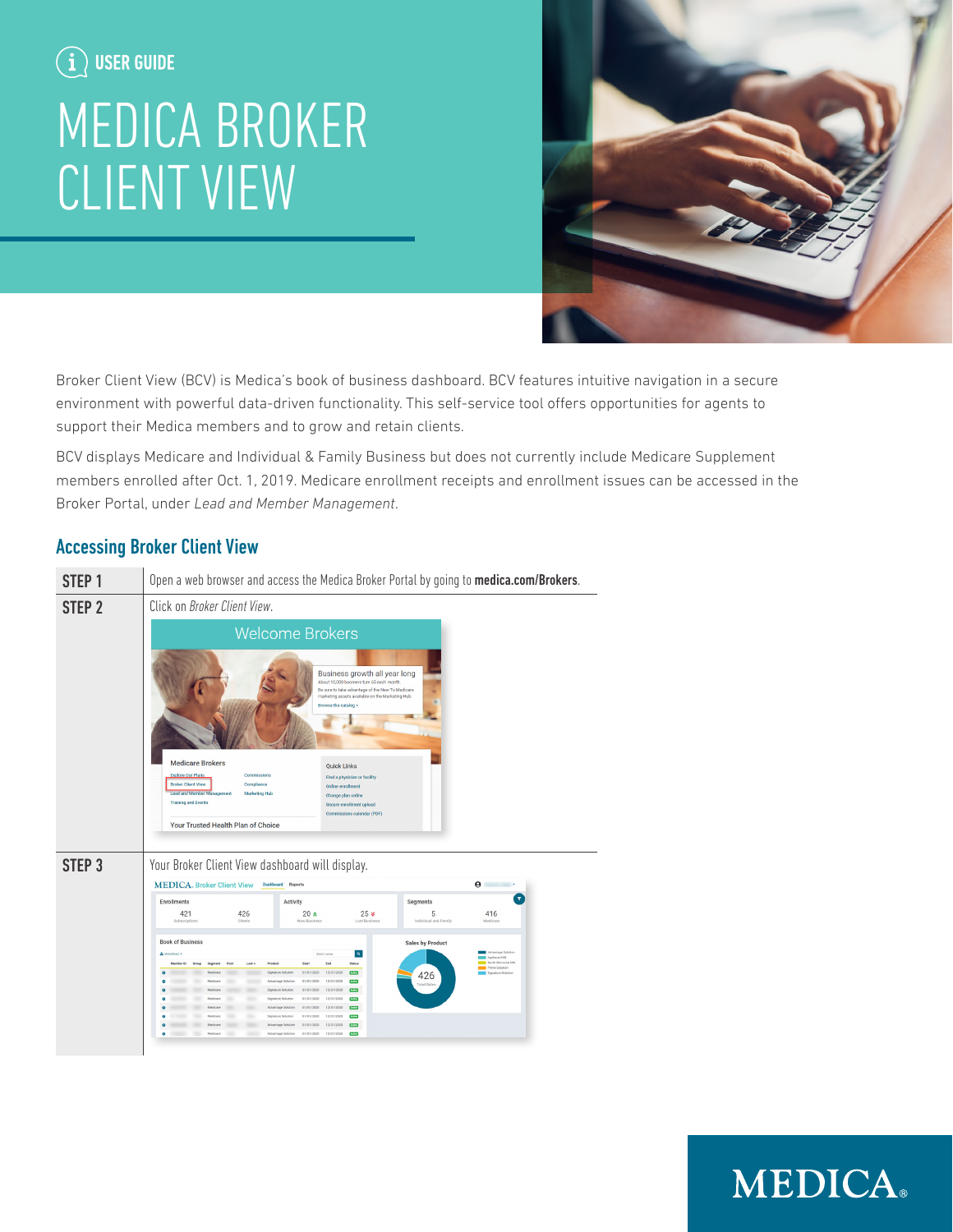USER GUIDE

# MEDICA BROKER CLIENT VIEW

Broker Client View (BCV) is Medica's book of business dashboard. BCV features intuitive navigation in a secure environment with powerful data-driven functionality. This self-service tool offers opportunities for agents to support their Medica members and to grow and retain clients.

BCV displays Medicare and Individual & Family Business but does not currently include Medicare Supplement members enrolled after Oct. 1, 2019. Medicare enrollment receipts and enrollment issues can be accessed in the Broker Portal, under *Lead and Member Management*.

## Accessing Broker Client View

| | |
|---|---|
| **STEP 1** | Open a web browser and access the Medica Broker Portal by going to **medica.com/Brokers**. |
| **STEP 2** | Click on *Broker Client View*. |
| **STEP 3** | Your Broker Client View dashboard will display. |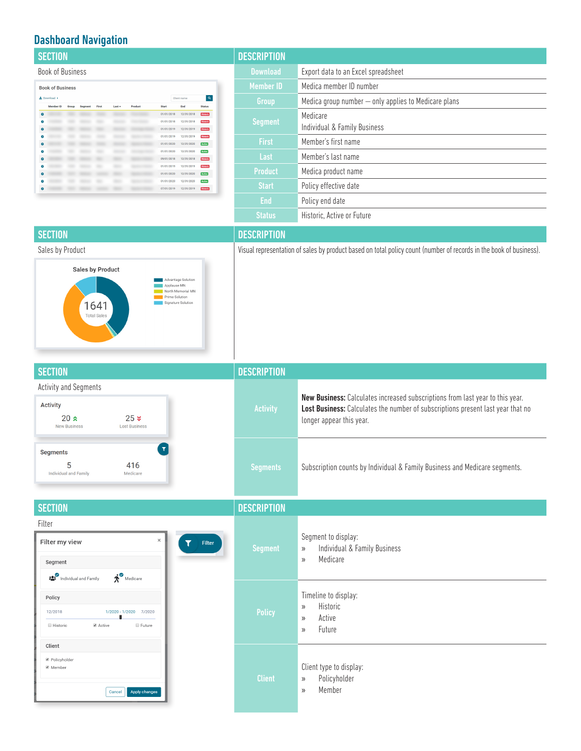## Dashboard Navigation

| SECTION | DESCRIPTION | |
|---|---|---|
| Book of Business | Download | Export data to an Excel spreadsheet |
| | Member ID | Medica member ID number |
| | Group | Medica group number — only applies to Medicare plans |
| | Segment | Medicare<br>Individual & Family Business |
| | First | Member's first name |
| | Last | Member's last name |
| | Product | Medica product name |
| | Start | Policy effective date |
| | End | Policy end date |
| | Status | Historic, Active or Future |

| SECTION | DESCRIPTION |
|---|---|
| Sales by Product | Visual representation of sales by product based on total policy count (number of records in the book of business). |

| SECTION | DESCRIPTION | |
|---|---|---|
| Activity and Segments | Activity | **New Business:** Calculates increased subscriptions from last year to this year.<br>**Lost Business:** Calculates the number of subscriptions present last year that no longer appear this year. |
| | Segments | Subscription counts by Individual & Family Business and Medicare segments. |

| SECTION | DESCRIPTION | |
|---|---|---|
| Filter | Segment | Segment to display:<br>» Individual & Family Business<br>» Medicare |
| | Policy | Timeline to display:<br>» Historic<br>» Active<br>» Future |
| | Client | Client type to display:<br>» Policyholder<br>» Member |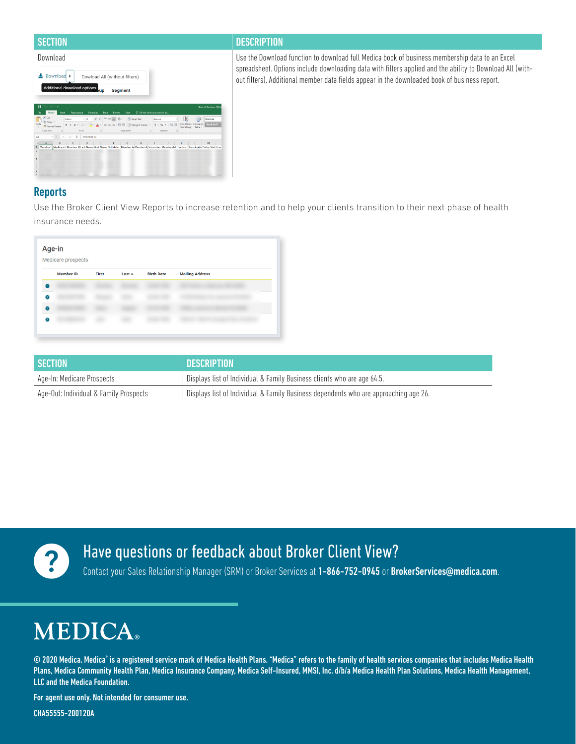| SECTION | DESCRIPTION |
| --- | --- |
| Download | Use the Download function to download full Medica book of business membership data to an Excel spreadsheet. Options include downloading data with filters applied and the ability to Download All (without filters). Additional member data fields appear in the downloaded book of business report. |

## Reports

Use the Broker Client View Reports to increase retention and to help your clients transition to their next phase of health insurance needs.

| SECTION | DESCRIPTION |
| --- | --- |
| Age-In: Medicare Prospects | Displays list of Individual & Family Business clients who are age 64.5. |
| Age-Out: Individual & Family Prospects | Displays list of Individual & Family Business dependents who are approaching age 26. |

## Have questions or feedback about Broker Client View?

Contact your Sales Relationship Manager (SRM) or Broker Services at **1-866-752-0945** or **BrokerServices@medica.com**.

MEDICA®

© 2020 Medica. Medica® is a registered service mark of Medica Health Plans. "Medica" refers to the family of health services companies that includes Medica Health Plans, Medica Community Health Plan, Medica Insurance Company, Medica Self-Insured, MMSI, Inc. d/b/a Medica Health Plan Solutions, Medica Health Management, LLC and the Medica Foundation.

For agent use only. Not intended for consumer use.

CHA55555-200120A